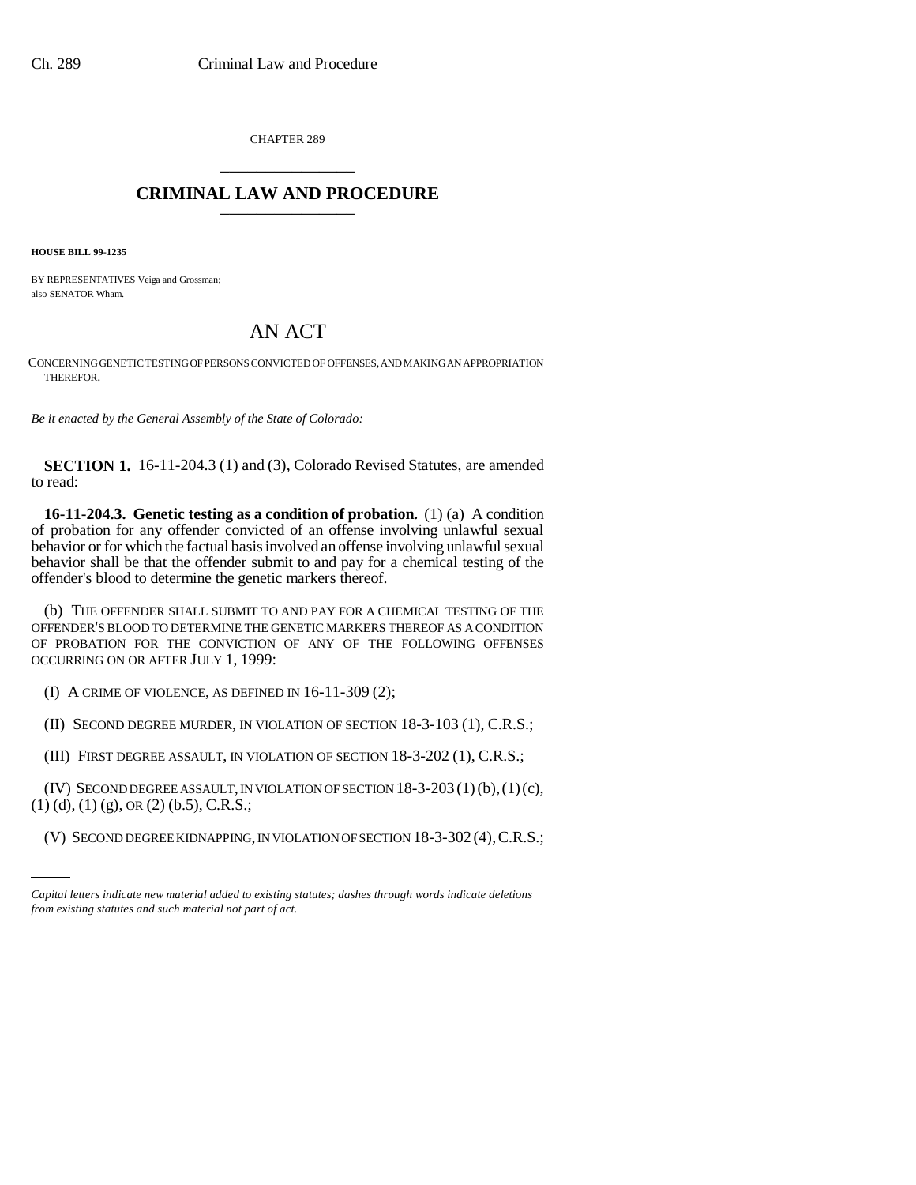CHAPTER 289

# CRIMINAL LAW AND PROCEDURE

**HOUSE BILL 99-1235**

BY REPRESENTATIVES Veiga and Grossman;
also SENATOR Wham.

## AN ACT

CONCERNING GENETIC TESTING OF PERSONS CONVICTED OF OFFENSES, AND MAKING AN APPROPRIATION THEREFOR.

*Be it enacted by the General Assembly of the State of Colorado:*

**SECTION 1.** 16-11-204.3 (1) and (3), Colorado Revised Statutes, are amended to read:

**16-11-204.3. Genetic testing as a condition of probation.** (1) (a) A condition of probation for any offender convicted of an offense involving unlawful sexual behavior or for which the factual basis involved an offense involving unlawful sexual behavior shall be that the offender submit to and pay for a chemical testing of the offender's blood to determine the genetic markers thereof.

(b) THE OFFENDER SHALL SUBMIT TO AND PAY FOR A CHEMICAL TESTING OF THE OFFENDER'S BLOOD TO DETERMINE THE GENETIC MARKERS THEREOF AS A CONDITION OF PROBATION FOR THE CONVICTION OF ANY OF THE FOLLOWING OFFENSES OCCURRING ON OR AFTER JULY 1, 1999:

(I) A CRIME OF VIOLENCE, AS DEFINED IN 16-11-309 (2);

(II) SECOND DEGREE MURDER, IN VIOLATION OF SECTION 18-3-103 (1), C.R.S.;

(III) FIRST DEGREE ASSAULT, IN VIOLATION OF SECTION 18-3-202 (1), C.R.S.;

(IV) SECOND DEGREE ASSAULT, IN VIOLATION OF SECTION 18-3-203 (1) (b), (1) (c), (1) (d), (1) (g), OR (2) (b.5), C.R.S.;

(V) SECOND DEGREE KIDNAPPING, IN VIOLATION OF SECTION 18-3-302 (4), C.R.S.;

*Capital letters indicate new material added to existing statutes; dashes through words indicate deletions from existing statutes and such material not part of act.*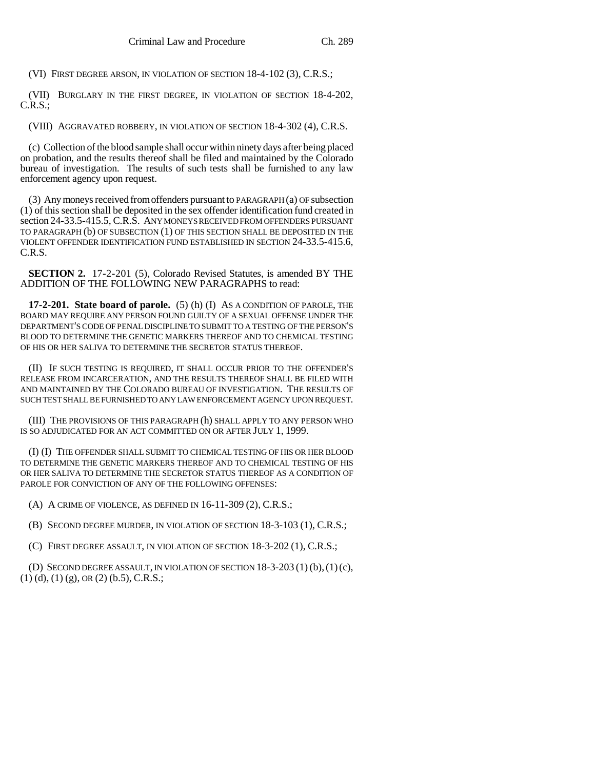(VI) FIRST DEGREE ARSON, IN VIOLATION OF SECTION 18-4-102 (3), C.R.S.;

(VII) BURGLARY IN THE FIRST DEGREE, IN VIOLATION OF SECTION 18-4-202, C.R.S.;

(VIII) AGGRAVATED ROBBERY, IN VIOLATION OF SECTION 18-4-302 (4), C.R.S.

(c) Collection of the blood sample shall occur within ninety days after being placed on probation, and the results thereof shall be filed and maintained by the Colorado bureau of investigation. The results of such tests shall be furnished to any law enforcement agency upon request.

(3) Any moneys received from offenders pursuant to PARAGRAPH (a) OF subsection (1) of this section shall be deposited in the sex offender identification fund created in section 24-33.5-415.5, C.R.S. ANY MONEYS RECEIVED FROM OFFENDERS PURSUANT TO PARAGRAPH (b) OF SUBSECTION (1) OF THIS SECTION SHALL BE DEPOSITED IN THE VIOLENT OFFENDER IDENTIFICATION FUND ESTABLISHED IN SECTION 24-33.5-415.6, C.R.S.

**SECTION 2.** 17-2-201 (5), Colorado Revised Statutes, is amended BY THE ADDITION OF THE FOLLOWING NEW PARAGRAPHS to read:

**17-2-201. State board of parole.** (5) (h) (I) AS A CONDITION OF PAROLE, THE BOARD MAY REQUIRE ANY PERSON FOUND GUILTY OF A SEXUAL OFFENSE UNDER THE DEPARTMENT'S CODE OF PENAL DISCIPLINE TO SUBMIT TO A TESTING OF THE PERSON'S BLOOD TO DETERMINE THE GENETIC MARKERS THEREOF AND TO CHEMICAL TESTING OF HIS OR HER SALIVA TO DETERMINE THE SECRETOR STATUS THEREOF.

(II) IF SUCH TESTING IS REQUIRED, IT SHALL OCCUR PRIOR TO THE OFFENDER'S RELEASE FROM INCARCERATION, AND THE RESULTS THEREOF SHALL BE FILED WITH AND MAINTAINED BY THE COLORADO BUREAU OF INVESTIGATION. THE RESULTS OF SUCH TEST SHALL BE FURNISHED TO ANY LAW ENFORCEMENT AGENCY UPON REQUEST.

(III) THE PROVISIONS OF THIS PARAGRAPH (h) SHALL APPLY TO ANY PERSON WHO IS SO ADJUDICATED FOR AN ACT COMMITTED ON OR AFTER JULY 1, 1999.

(I) (I) THE OFFENDER SHALL SUBMIT TO CHEMICAL TESTING OF HIS OR HER BLOOD TO DETERMINE THE GENETIC MARKERS THEREOF AND TO CHEMICAL TESTING OF HIS OR HER SALIVA TO DETERMINE THE SECRETOR STATUS THEREOF AS A CONDITION OF PAROLE FOR CONVICTION OF ANY OF THE FOLLOWING OFFENSES:

(A) A CRIME OF VIOLENCE, AS DEFINED IN 16-11-309 (2), C.R.S.;

(B) SECOND DEGREE MURDER, IN VIOLATION OF SECTION 18-3-103 (1), C.R.S.;

(C) FIRST DEGREE ASSAULT, IN VIOLATION OF SECTION 18-3-202 (1), C.R.S.;

(D) SECOND DEGREE ASSAULT, IN VIOLATION OF SECTION 18-3-203 (1) (b), (1) (c), (1) (d), (1) (g), OR (2) (b.5), C.R.S.;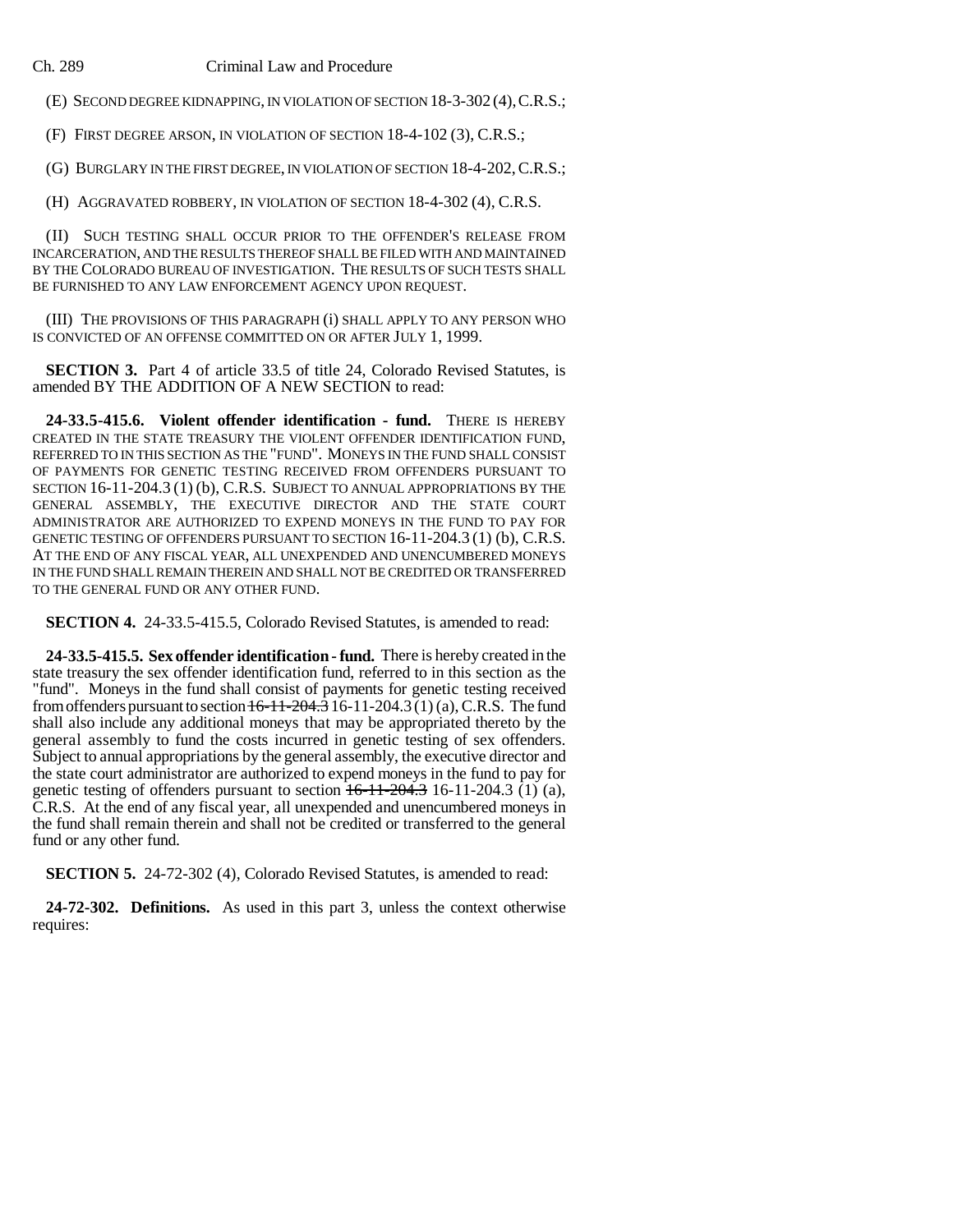(E) SECOND DEGREE KIDNAPPING, IN VIOLATION OF SECTION 18-3-302 (4), C.R.S.;

(F) FIRST DEGREE ARSON, IN VIOLATION OF SECTION 18-4-102 (3), C.R.S.;

(G) BURGLARY IN THE FIRST DEGREE, IN VIOLATION OF SECTION 18-4-202, C.R.S.;

(H) AGGRAVATED ROBBERY, IN VIOLATION OF SECTION 18-4-302 (4), C.R.S.

(II) SUCH TESTING SHALL OCCUR PRIOR TO THE OFFENDER'S RELEASE FROM INCARCERATION, AND THE RESULTS THEREOF SHALL BE FILED WITH AND MAINTAINED BY THE COLORADO BUREAU OF INVESTIGATION. THE RESULTS OF SUCH TESTS SHALL BE FURNISHED TO ANY LAW ENFORCEMENT AGENCY UPON REQUEST.

(III) THE PROVISIONS OF THIS PARAGRAPH (i) SHALL APPLY TO ANY PERSON WHO IS CONVICTED OF AN OFFENSE COMMITTED ON OR AFTER JULY 1, 1999.

**SECTION 3.** Part 4 of article 33.5 of title 24, Colorado Revised Statutes, is amended BY THE ADDITION OF A NEW SECTION to read:

**24-33.5-415.6. Violent offender identification - fund.** THERE IS HEREBY CREATED IN THE STATE TREASURY THE VIOLENT OFFENDER IDENTIFICATION FUND, REFERRED TO IN THIS SECTION AS THE "FUND". MONEYS IN THE FUND SHALL CONSIST OF PAYMENTS FOR GENETIC TESTING RECEIVED FROM OFFENDERS PURSUANT TO SECTION 16-11-204.3 (1) (b), C.R.S. SUBJECT TO ANNUAL APPROPRIATIONS BY THE GENERAL ASSEMBLY, THE EXECUTIVE DIRECTOR AND THE STATE COURT ADMINISTRATOR ARE AUTHORIZED TO EXPEND MONEYS IN THE FUND TO PAY FOR GENETIC TESTING OF OFFENDERS PURSUANT TO SECTION 16-11-204.3 (1) (b), C.R.S. AT THE END OF ANY FISCAL YEAR, ALL UNEXPENDED AND UNENCUMBERED MONEYS IN THE FUND SHALL REMAIN THEREIN AND SHALL NOT BE CREDITED OR TRANSFERRED TO THE GENERAL FUND OR ANY OTHER FUND.

**SECTION 4.** 24-33.5-415.5, Colorado Revised Statutes, is amended to read:

**24-33.5-415.5. Sex offender identification - fund.** There is hereby created in the state treasury the sex offender identification fund, referred to in this section as the "fund". Moneys in the fund shall consist of payments for genetic testing received from offenders pursuant to section ~~16-11-204.3~~ 16-11-204.3 (1) (a), C.R.S. The fund shall also include any additional moneys that may be appropriated thereto by the general assembly to fund the costs incurred in genetic testing of sex offenders. Subject to annual appropriations by the general assembly, the executive director and the state court administrator are authorized to expend moneys in the fund to pay for genetic testing of offenders pursuant to section ~~16-11-204.3~~ 16-11-204.3 (1) (a), C.R.S. At the end of any fiscal year, all unexpended and unencumbered moneys in the fund shall remain therein and shall not be credited or transferred to the general fund or any other fund.

**SECTION 5.** 24-72-302 (4), Colorado Revised Statutes, is amended to read:

**24-72-302. Definitions.** As used in this part 3, unless the context otherwise requires: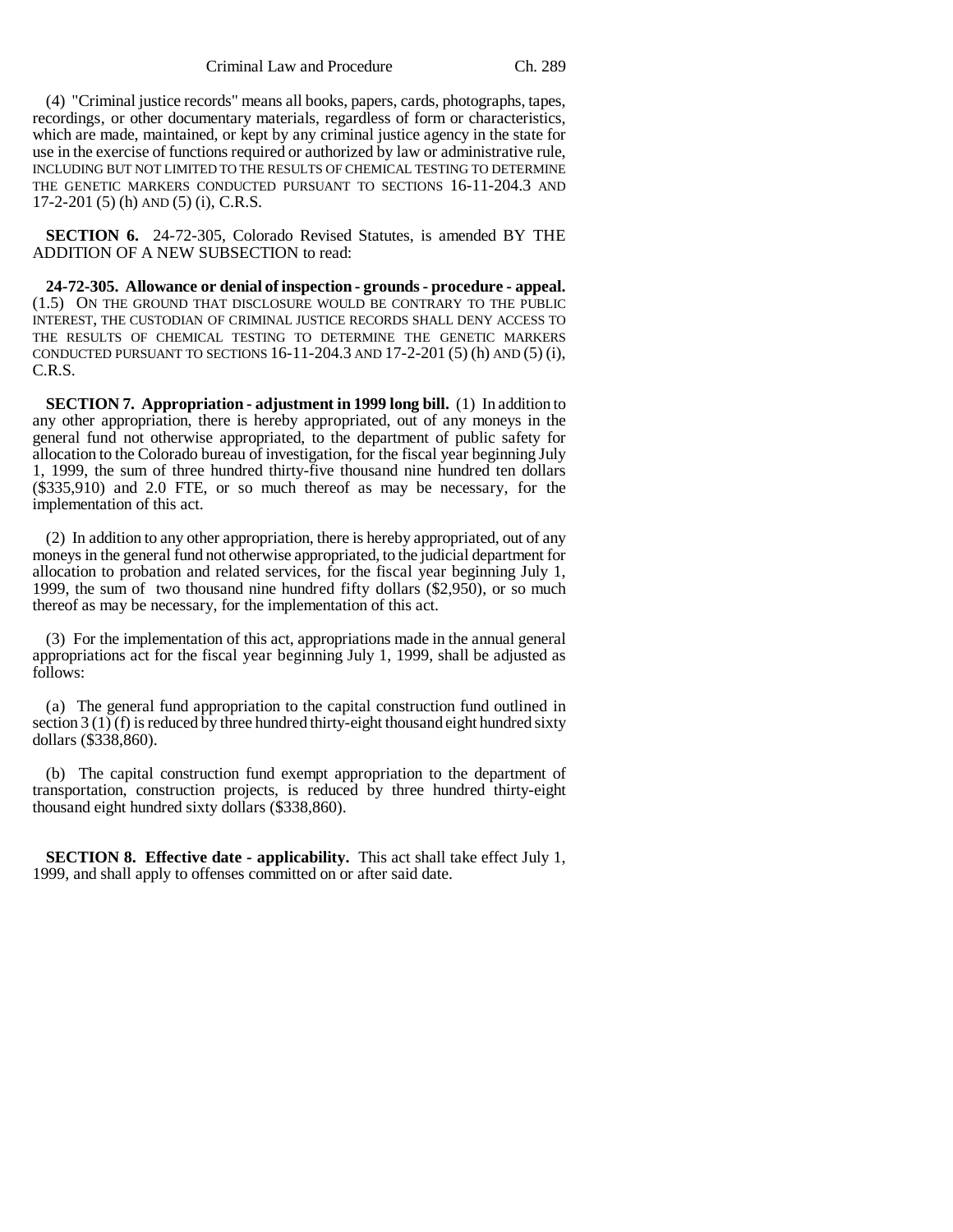(4) "Criminal justice records" means all books, papers, cards, photographs, tapes, recordings, or other documentary materials, regardless of form or characteristics, which are made, maintained, or kept by any criminal justice agency in the state for use in the exercise of functions required or authorized by law or administrative rule, INCLUDING BUT NOT LIMITED TO THE RESULTS OF CHEMICAL TESTING TO DETERMINE THE GENETIC MARKERS CONDUCTED PURSUANT TO SECTIONS 16-11-204.3 AND 17-2-201 (5) (h) AND (5) (i), C.R.S.

**SECTION 6.** 24-72-305, Colorado Revised Statutes, is amended BY THE ADDITION OF A NEW SUBSECTION to read:

**24-72-305. Allowance or denial of inspection - grounds - procedure - appeal.** (1.5) ON THE GROUND THAT DISCLOSURE WOULD BE CONTRARY TO THE PUBLIC INTEREST, THE CUSTODIAN OF CRIMINAL JUSTICE RECORDS SHALL DENY ACCESS TO THE RESULTS OF CHEMICAL TESTING TO DETERMINE THE GENETIC MARKERS CONDUCTED PURSUANT TO SECTIONS 16-11-204.3 AND 17-2-201 (5) (h) AND (5) (i), C.R.S.

**SECTION 7. Appropriation - adjustment in 1999 long bill.** (1) In addition to any other appropriation, there is hereby appropriated, out of any moneys in the general fund not otherwise appropriated, to the department of public safety for allocation to the Colorado bureau of investigation, for the fiscal year beginning July 1, 1999, the sum of three hundred thirty-five thousand nine hundred ten dollars ($335,910) and 2.0 FTE, or so much thereof as may be necessary, for the implementation of this act.

(2) In addition to any other appropriation, there is hereby appropriated, out of any moneys in the general fund not otherwise appropriated, to the judicial department for allocation to probation and related services, for the fiscal year beginning July 1, 1999, the sum of two thousand nine hundred fifty dollars ($2,950), or so much thereof as may be necessary, for the implementation of this act.

(3) For the implementation of this act, appropriations made in the annual general appropriations act for the fiscal year beginning July 1, 1999, shall be adjusted as follows:

(a) The general fund appropriation to the capital construction fund outlined in section 3 (1) (f) is reduced by three hundred thirty-eight thousand eight hundred sixty dollars ($338,860).

(b) The capital construction fund exempt appropriation to the department of transportation, construction projects, is reduced by three hundred thirty-eight thousand eight hundred sixty dollars ($338,860).

**SECTION 8. Effective date - applicability.** This act shall take effect July 1, 1999, and shall apply to offenses committed on or after said date.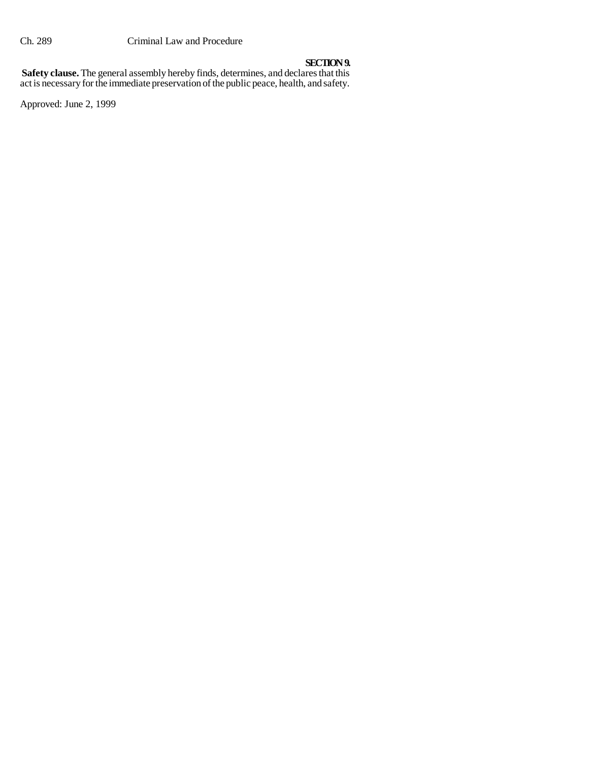**SECTION 9.**

**Safety clause.** The general assembly hereby finds, determines, and declares that this act is necessary for the immediate preservation of the public peace, health, and safety.

Approved: June 2, 1999